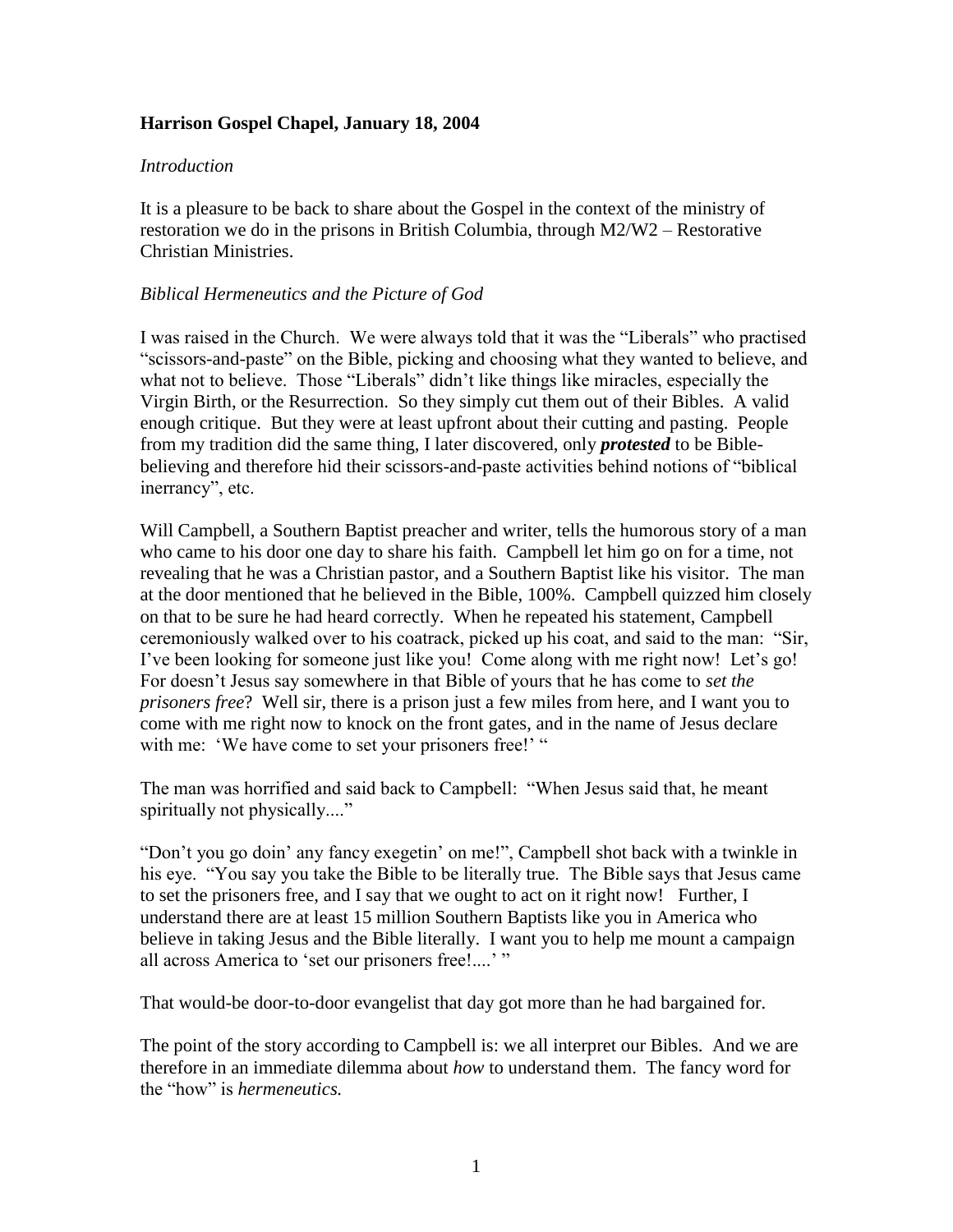**Harrison Gospel Chapel, January 18, 2004**

*Introduction*

It is a pleasure to be back to share about the Gospel in the context of the ministry of restoration we do in the prisons in British Columbia, through M2/W2 – Restorative Christian Ministries.

*Biblical Hermeneutics and the Picture of God*

I was raised in the Church. We were always told that it was the "Liberals" who practised "scissors-and-paste" on the Bible, picking and choosing what they wanted to believe, and what not to believe. Those "Liberals" didn't like things like miracles, especially the Virgin Birth, or the Resurrection. So they simply cut them out of their Bibles. A valid enough critique. But they were at least upfront about their cutting and pasting. People from my tradition did the same thing, I later discovered, only ***protested*** to be Bible-believing and therefore hid their scissors-and-paste activities behind notions of "biblical inerrancy", etc.

Will Campbell, a Southern Baptist preacher and writer, tells the humorous story of a man who came to his door one day to share his faith. Campbell let him go on for a time, not revealing that he was a Christian pastor, and a Southern Baptist like his visitor. The man at the door mentioned that he believed in the Bible, 100%. Campbell quizzed him closely on that to be sure he had heard correctly. When he repeated his statement, Campbell ceremoniously walked over to his coatrack, picked up his coat, and said to the man: "Sir, I've been looking for someone just like you! Come along with me right now! Let's go! For doesn't Jesus say somewhere in that Bible of yours that he has come to *set the prisoners free*? Well sir, there is a prison just a few miles from here, and I want you to come with me right now to knock on the front gates, and in the name of Jesus declare with me: 'We have come to set your prisoners free!' "

The man was horrified and said back to Campbell: "When Jesus said that, he meant spiritually not physically...."

"Don't you go doin' any fancy exegetin' on me!", Campbell shot back with a twinkle in his eye. "You say you take the Bible to be literally true. The Bible says that Jesus came to set the prisoners free, and I say that we ought to act on it right now! Further, I understand there are at least 15 million Southern Baptists like you in America who believe in taking Jesus and the Bible literally. I want you to help me mount a campaign all across America to 'set our prisoners free!....' "

That would-be door-to-door evangelist that day got more than he had bargained for.

The point of the story according to Campbell is: we all interpret our Bibles. And we are therefore in an immediate dilemma about *how* to understand them. The fancy word for the "how" is *hermeneutics.*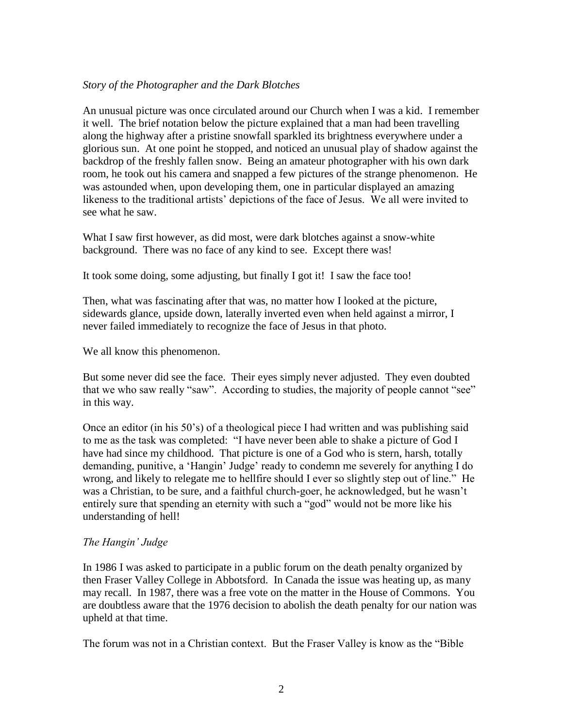*Story of the Photographer and the Dark Blotches*

An unusual picture was once circulated around our Church when I was a kid. I remember it well. The brief notation below the picture explained that a man had been travelling along the highway after a pristine snowfall sparkled its brightness everywhere under a glorious sun. At one point he stopped, and noticed an unusual play of shadow against the backdrop of the freshly fallen snow. Being an amateur photographer with his own dark room, he took out his camera and snapped a few pictures of the strange phenomenon. He was astounded when, upon developing them, one in particular displayed an amazing likeness to the traditional artists' depictions of the face of Jesus. We all were invited to see what he saw.

What I saw first however, as did most, were dark blotches against a snow-white background. There was no face of any kind to see. Except there was!

It took some doing, some adjusting, but finally I got it! I saw the face too!

Then, what was fascinating after that was, no matter how I looked at the picture, sidewards glance, upside down, laterally inverted even when held against a mirror, I never failed immediately to recognize the face of Jesus in that photo.

We all know this phenomenon.

But some never did see the face. Their eyes simply never adjusted. They even doubted that we who saw really "saw". According to studies, the majority of people cannot "see" in this way.

Once an editor (in his 50's) of a theological piece I had written and was publishing said to me as the task was completed: "I have never been able to shake a picture of God I have had since my childhood. That picture is one of a God who is stern, harsh, totally demanding, punitive, a 'Hangin' Judge' ready to condemn me severely for anything I do wrong, and likely to relegate me to hellfire should I ever so slightly step out of line." He was a Christian, to be sure, and a faithful church-goer, he acknowledged, but he wasn't entirely sure that spending an eternity with such a "god" would not be more like his understanding of hell!

*The Hangin' Judge*

In 1986 I was asked to participate in a public forum on the death penalty organized by then Fraser Valley College in Abbotsford. In Canada the issue was heating up, as many may recall. In 1987, there was a free vote on the matter in the House of Commons. You are doubtless aware that the 1976 decision to abolish the death penalty for our nation was upheld at that time.

The forum was not in a Christian context. But the Fraser Valley is know as the "Bible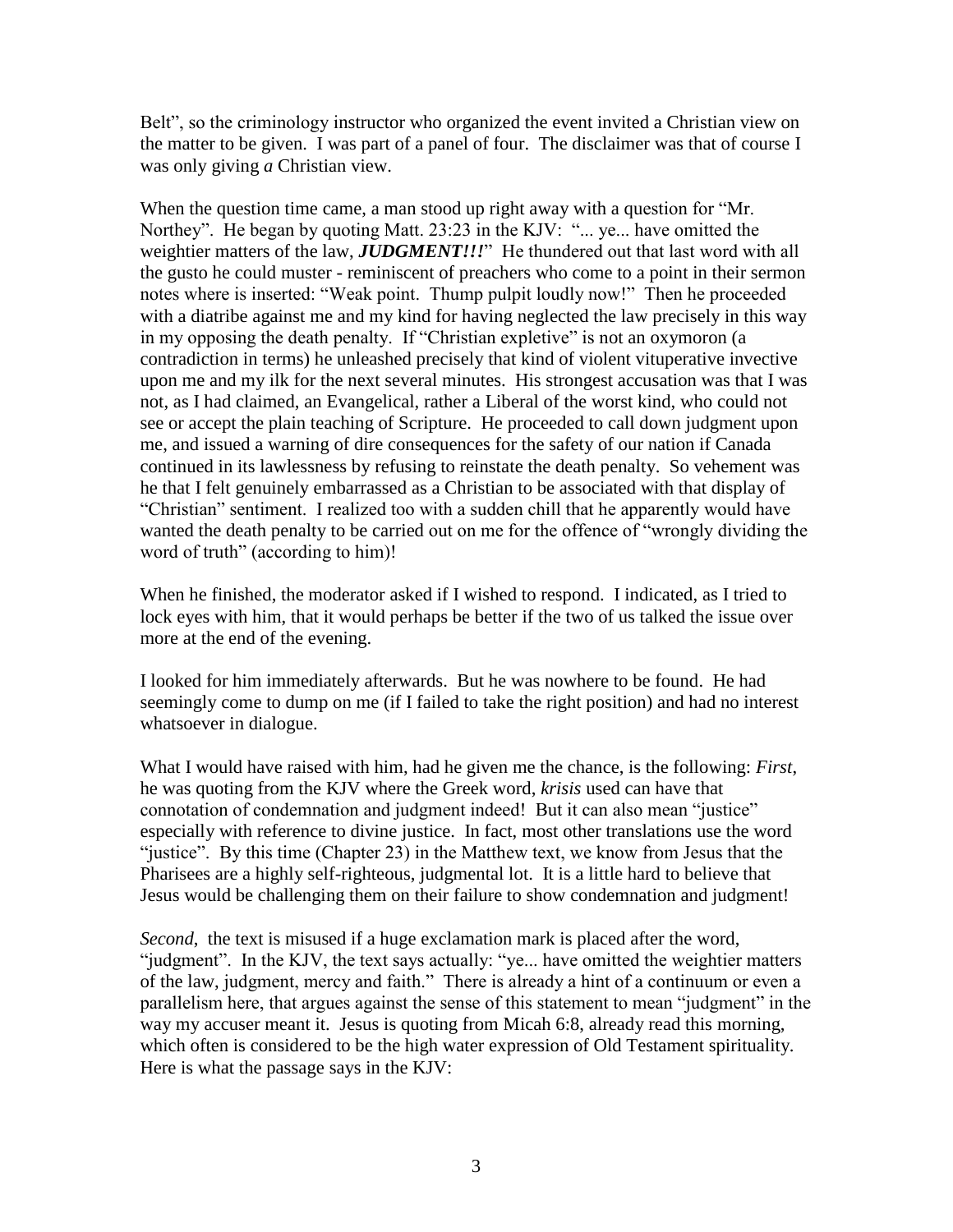Belt", so the criminology instructor who organized the event invited a Christian view on the matter to be given. I was part of a panel of four. The disclaimer was that of course I was only giving *a* Christian view.

When the question time came, a man stood up right away with a question for "Mr. Northey". He began by quoting Matt. 23:23 in the KJV: "... ye... have omitted the weightier matters of the law, ***JUDGMENT!!!***" He thundered out that last word with all the gusto he could muster - reminiscent of preachers who come to a point in their sermon notes where is inserted: "Weak point. Thump pulpit loudly now!" Then he proceeded with a diatribe against me and my kind for having neglected the law precisely in this way in my opposing the death penalty. If "Christian expletive" is not an oxymoron (a contradiction in terms) he unleashed precisely that kind of violent vituperative invective upon me and my ilk for the next several minutes. His strongest accusation was that I was not, as I had claimed, an Evangelical, rather a Liberal of the worst kind, who could not see or accept the plain teaching of Scripture. He proceeded to call down judgment upon me, and issued a warning of dire consequences for the safety of our nation if Canada continued in its lawlessness by refusing to reinstate the death penalty. So vehement was he that I felt genuinely embarrassed as a Christian to be associated with that display of "Christian" sentiment. I realized too with a sudden chill that he apparently would have wanted the death penalty to be carried out on me for the offence of "wrongly dividing the word of truth" (according to him)!

When he finished, the moderator asked if I wished to respond. I indicated, as I tried to lock eyes with him, that it would perhaps be better if the two of us talked the issue over more at the end of the evening.

I looked for him immediately afterwards. But he was nowhere to be found. He had seemingly come to dump on me (if I failed to take the right position) and had no interest whatsoever in dialogue.

What I would have raised with him, had he given me the chance, is the following: *First*, he was quoting from the KJV where the Greek word, *krisis* used can have that connotation of condemnation and judgment indeed! But it can also mean "justice" especially with reference to divine justice. In fact, most other translations use the word "justice". By this time (Chapter 23) in the Matthew text, we know from Jesus that the Pharisees are a highly self-righteous, judgmental lot. It is a little hard to believe that Jesus would be challenging them on their failure to show condemnation and judgment!

*Second*, the text is misused if a huge exclamation mark is placed after the word, "judgment". In the KJV, the text says actually: "ye... have omitted the weightier matters of the law, judgment, mercy and faith." There is already a hint of a continuum or even a parallelism here, that argues against the sense of this statement to mean "judgment" in the way my accuser meant it. Jesus is quoting from Micah 6:8, already read this morning, which often is considered to be the high water expression of Old Testament spirituality. Here is what the passage says in the KJV: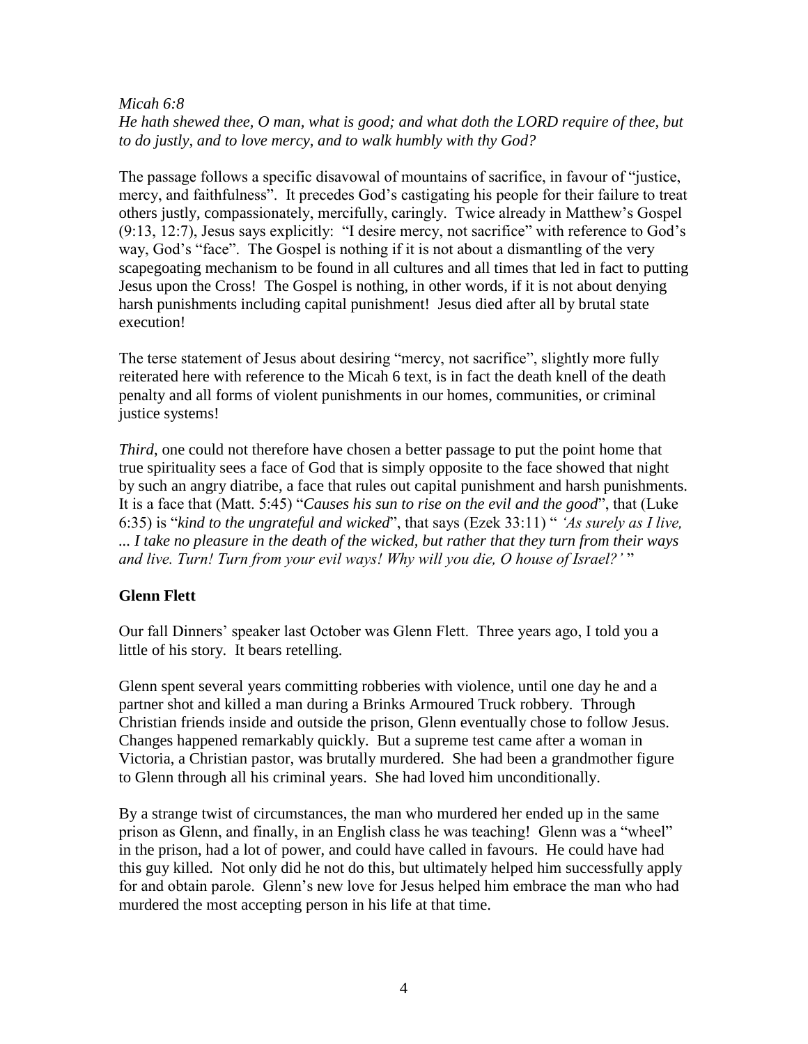*Micah 6:8*
*He hath shewed thee, O man, what is good; and what doth the LORD require of thee, but to do justly, and to love mercy, and to walk humbly with thy God?*

The passage follows a specific disavowal of mountains of sacrifice, in favour of "justice, mercy, and faithfulness". It precedes God's castigating his people for their failure to treat others justly, compassionately, mercifully, caringly. Twice already in Matthew's Gospel (9:13, 12:7), Jesus says explicitly: "I desire mercy, not sacrifice" with reference to God's way, God's "face". The Gospel is nothing if it is not about a dismantling of the very scapegoating mechanism to be found in all cultures and all times that led in fact to putting Jesus upon the Cross! The Gospel is nothing, in other words, if it is not about denying harsh punishments including capital punishment! Jesus died after all by brutal state execution!

The terse statement of Jesus about desiring "mercy, not sacrifice", slightly more fully reiterated here with reference to the Micah 6 text, is in fact the death knell of the death penalty and all forms of violent punishments in our homes, communities, or criminal justice systems!

*Third*, one could not therefore have chosen a better passage to put the point home that true spirituality sees a face of God that is simply opposite to the face showed that night by such an angry diatribe, a face that rules out capital punishment and harsh punishments. It is a face that (Matt. 5:45) "*Causes his sun to rise on the evil and the good*", that (Luke 6:35) is "*kind to the ungrateful and wicked*", that says (Ezek 33:11) " *'As surely as I live, ... I take no pleasure in the death of the wicked, but rather that they turn from their ways and live. Turn! Turn from your evil ways! Why will you die, O house of Israel?'* "

**Glenn Flett**

Our fall Dinners' speaker last October was Glenn Flett. Three years ago, I told you a little of his story. It bears retelling.

Glenn spent several years committing robberies with violence, until one day he and a partner shot and killed a man during a Brinks Armoured Truck robbery. Through Christian friends inside and outside the prison, Glenn eventually chose to follow Jesus. Changes happened remarkably quickly. But a supreme test came after a woman in Victoria, a Christian pastor, was brutally murdered. She had been a grandmother figure to Glenn through all his criminal years. She had loved him unconditionally.

By a strange twist of circumstances, the man who murdered her ended up in the same prison as Glenn, and finally, in an English class he was teaching! Glenn was a "wheel" in the prison, had a lot of power, and could have called in favours. He could have had this guy killed. Not only did he not do this, but ultimately helped him successfully apply for and obtain parole. Glenn's new love for Jesus helped him embrace the man who had murdered the most accepting person in his life at that time.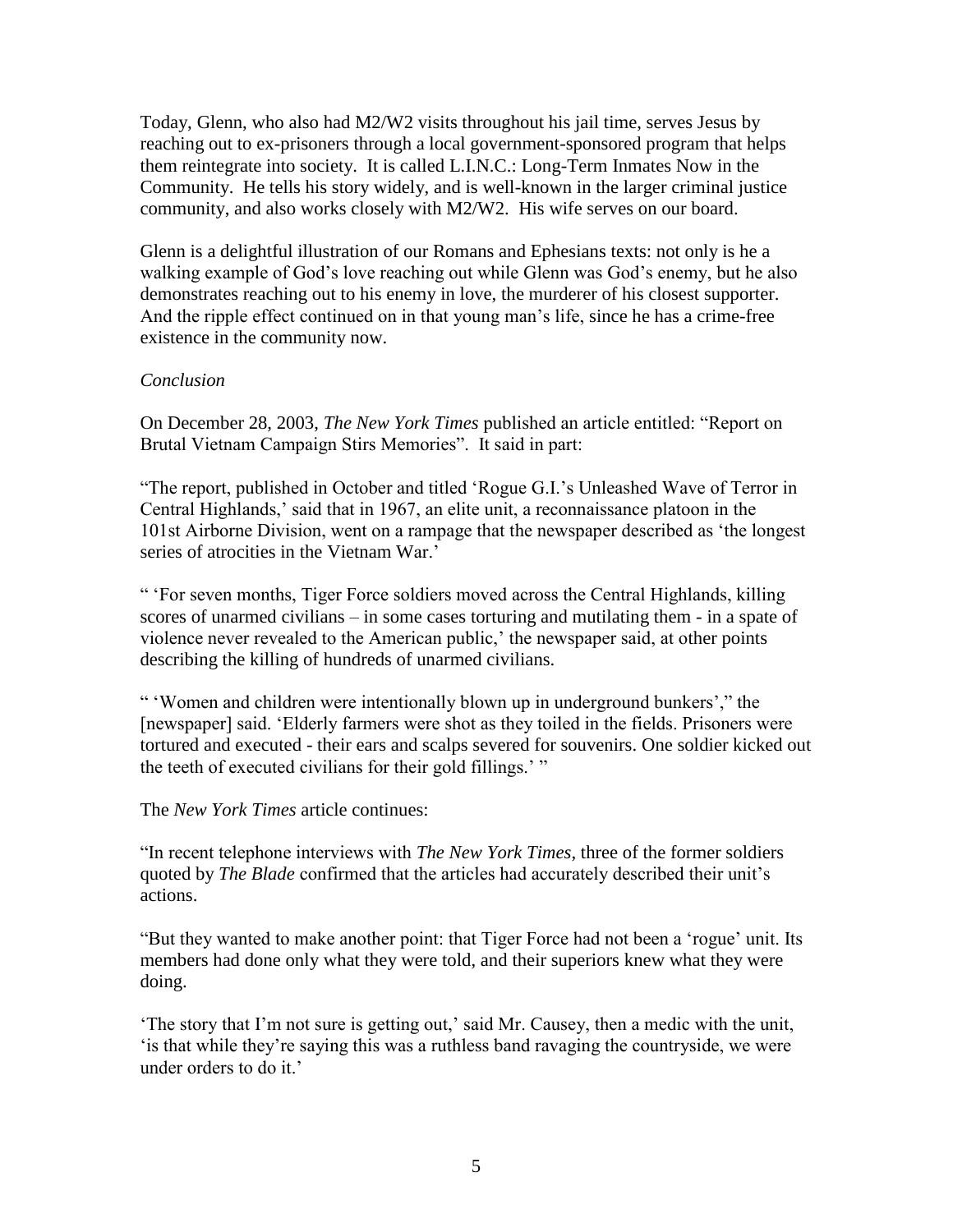Today, Glenn, who also had M2/W2 visits throughout his jail time, serves Jesus by reaching out to ex-prisoners through a local government-sponsored program that helps them reintegrate into society. It is called L.I.N.C.: Long-Term Inmates Now in the Community. He tells his story widely, and is well-known in the larger criminal justice community, and also works closely with M2/W2. His wife serves on our board.

Glenn is a delightful illustration of our Romans and Ephesians texts: not only is he a walking example of God's love reaching out while Glenn was God's enemy, but he also demonstrates reaching out to his enemy in love, the murderer of his closest supporter. And the ripple effect continued on in that young man's life, since he has a crime-free existence in the community now.

*Conclusion*

On December 28, 2003, *The New York Times* published an article entitled: "Report on Brutal Vietnam Campaign Stirs Memories". It said in part:

"The report, published in October and titled 'Rogue G.I.'s Unleashed Wave of Terror in Central Highlands,' said that in 1967, an elite unit, a reconnaissance platoon in the 101st Airborne Division, went on a rampage that the newspaper described as 'the longest series of atrocities in the Vietnam War.'

" 'For seven months, Tiger Force soldiers moved across the Central Highlands, killing scores of unarmed civilians – in some cases torturing and mutilating them - in a spate of violence never revealed to the American public,' the newspaper said, at other points describing the killing of hundreds of unarmed civilians.

" 'Women and children were intentionally blown up in underground bunkers'," the [newspaper] said. 'Elderly farmers were shot as they toiled in the fields. Prisoners were tortured and executed - their ears and scalps severed for souvenirs. One soldier kicked out the teeth of executed civilians for their gold fillings.' "

The *New York Times* article continues:

"In recent telephone interviews with *The New York Times*, three of the former soldiers quoted by *The Blade* confirmed that the articles had accurately described their unit's actions.

"But they wanted to make another point: that Tiger Force had not been a 'rogue' unit. Its members had done only what they were told, and their superiors knew what they were doing.

'The story that I'm not sure is getting out,' said Mr. Causey, then a medic with the unit, 'is that while they're saying this was a ruthless band ravaging the countryside, we were under orders to do it.'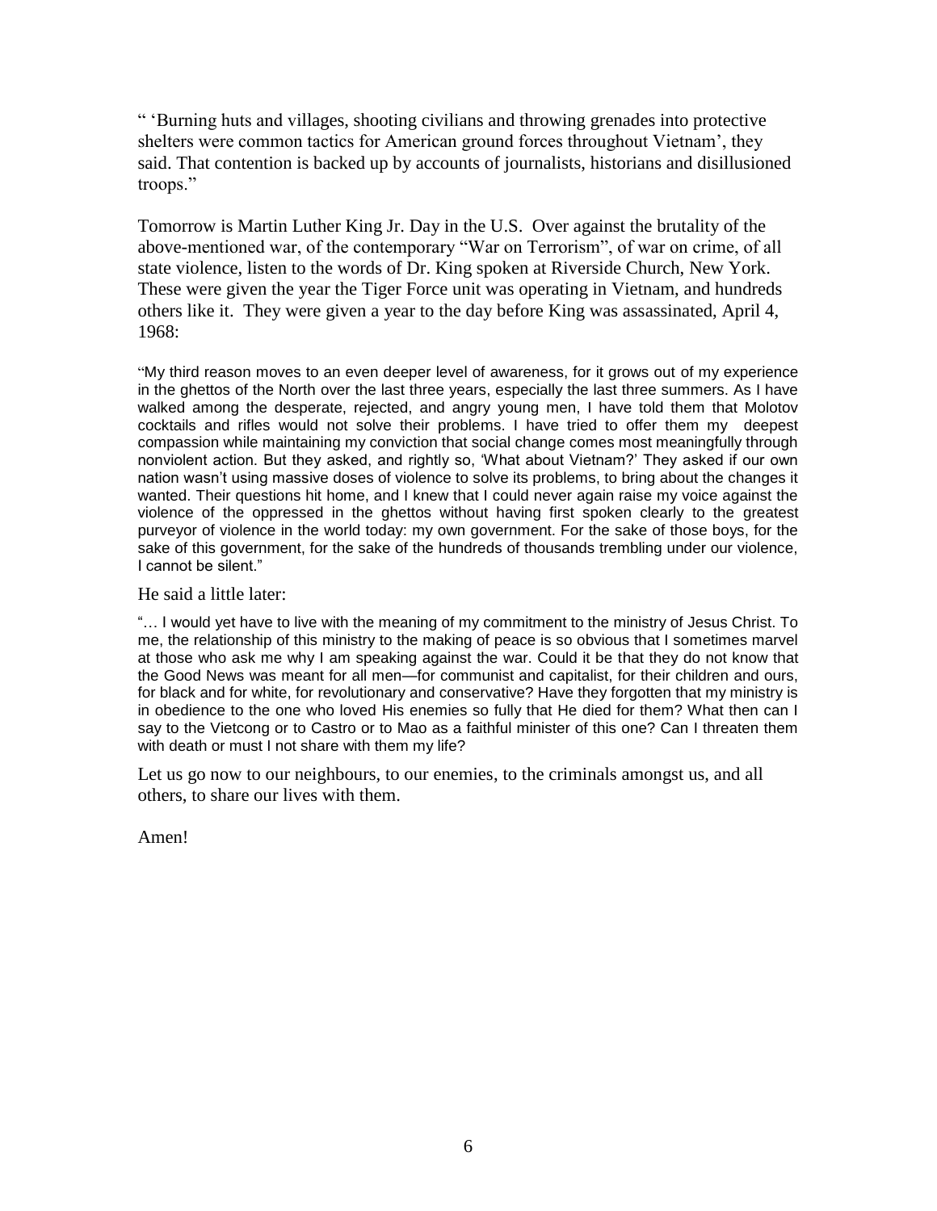" 'Burning huts and villages, shooting civilians and throwing grenades into protective shelters were common tactics for American ground forces throughout Vietnam', they said. That contention is backed up by accounts of journalists, historians and disillusioned troops."

Tomorrow is Martin Luther King Jr. Day in the U.S. Over against the brutality of the above-mentioned war, of the contemporary "War on Terrorism", of war on crime, of all state violence, listen to the words of Dr. King spoken at Riverside Church, New York. These were given the year the Tiger Force unit was operating in Vietnam, and hundreds others like it. They were given a year to the day before King was assassinated, April 4, 1968:

> "My third reason moves to an even deeper level of awareness, for it grows out of my experience in the ghettos of the North over the last three years, especially the last three summers. As I have walked among the desperate, rejected, and angry young men, I have told them that Molotov cocktails and rifles would not solve their problems. I have tried to offer them my deepest compassion while maintaining my conviction that social change comes most meaningfully through nonviolent action. But they asked, and rightly so, 'What about Vietnam?' They asked if our own nation wasn't using massive doses of violence to solve its problems, to bring about the changes it wanted. Their questions hit home, and I knew that I could never again raise my voice against the violence of the oppressed in the ghettos without having first spoken clearly to the greatest purveyor of violence in the world today: my own government. For the sake of those boys, for the sake of this government, for the sake of the hundreds of thousands trembling under our violence, I cannot be silent."

He said a little later:

> "… I would yet have to live with the meaning of my commitment to the ministry of Jesus Christ. To me, the relationship of this ministry to the making of peace is so obvious that I sometimes marvel at those who ask me why I am speaking against the war. Could it be that they do not know that the Good News was meant for all men—for communist and capitalist, for their children and ours, for black and for white, for revolutionary and conservative? Have they forgotten that my ministry is in obedience to the one who loved His enemies so fully that He died for them? What then can I say to the Vietcong or to Castro or to Mao as a faithful minister of this one? Can I threaten them with death or must I not share with them my life?

Let us go now to our neighbours, to our enemies, to the criminals amongst us, and all others, to share our lives with them.

Amen!